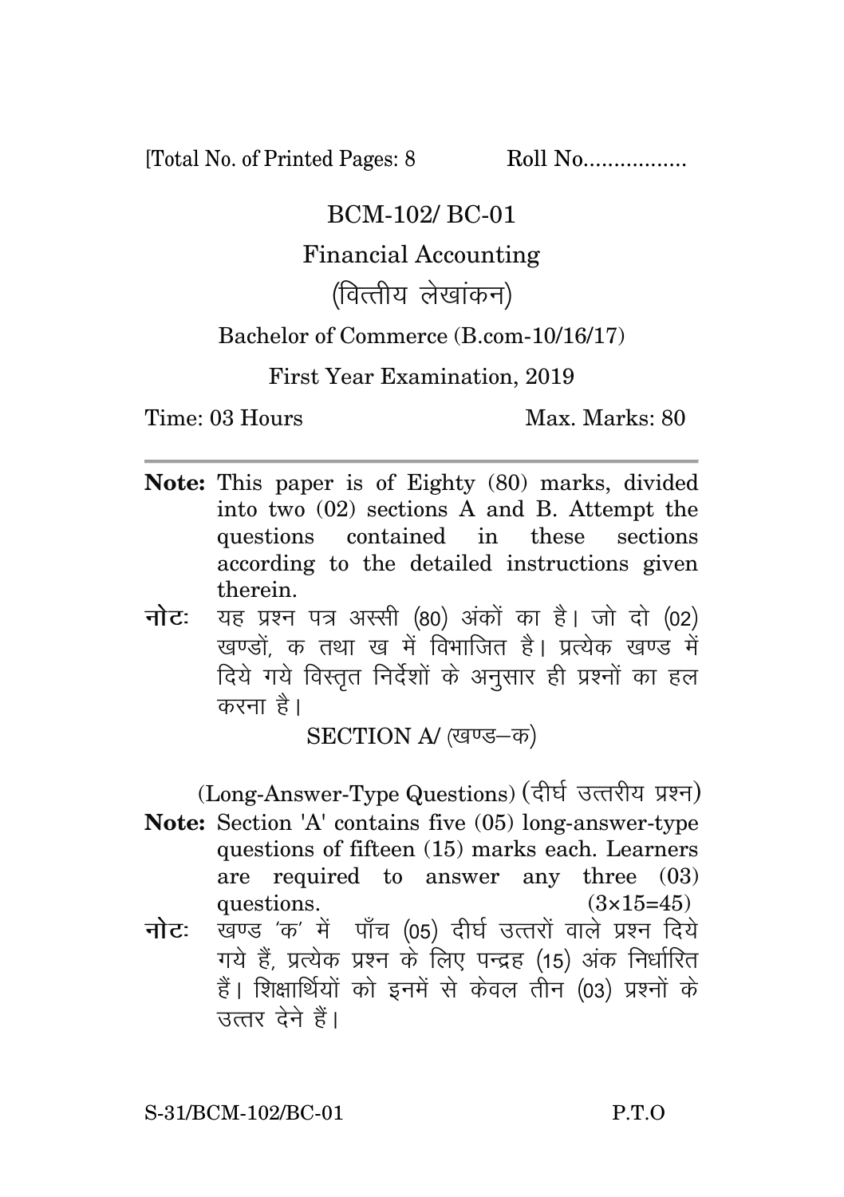[Total No. of Printed Pages: 8        Roll No.................

# BCM-102/ BC-01

## Financial Accounting

## (वित्तीय लेखांकन)

Bachelor of Commerce (B.com-10/16/17)

First Year Examination, 2019

Time: 03 Hours        Max. Marks: 80

---

**Note:** This paper is of Eighty (80) marks, divided into two (02) sections A and B. Attempt the questions contained in these sections according to the detailed instructions given therein.

**नोट:** यह प्रश्न पत्र अस्सी (80) अंकों का है। जो दो (02) खण्डों, क तथा ख में विभाजित है। प्रत्येक खण्ड में दिये गये विस्तृत निर्देशों के अनुसार ही प्रश्नों का हल करना है।

### SECTION A/ (खण्ड–क)

(Long-Answer-Type Questions) (दीर्घ उत्तरीय प्रश्न)

**Note:** Section 'A' contains five (05) long-answer-type questions of fifteen (15) marks each. Learners are required to answer any three (03) questions. (3×15=45)

**नोट:** खण्ड 'क' में पाँच (05) दीर्घ उत्तरों वाले प्रश्न दिये गये हैं, प्रत्येक प्रश्न के लिए पन्द्रह (15) अंक निर्धारित हैं। शिक्षार्थियों को इनमें से केवल तीन (03) प्रश्नों के उत्तर देने हैं।

S-31/BCM-102/BC-01        P.T.O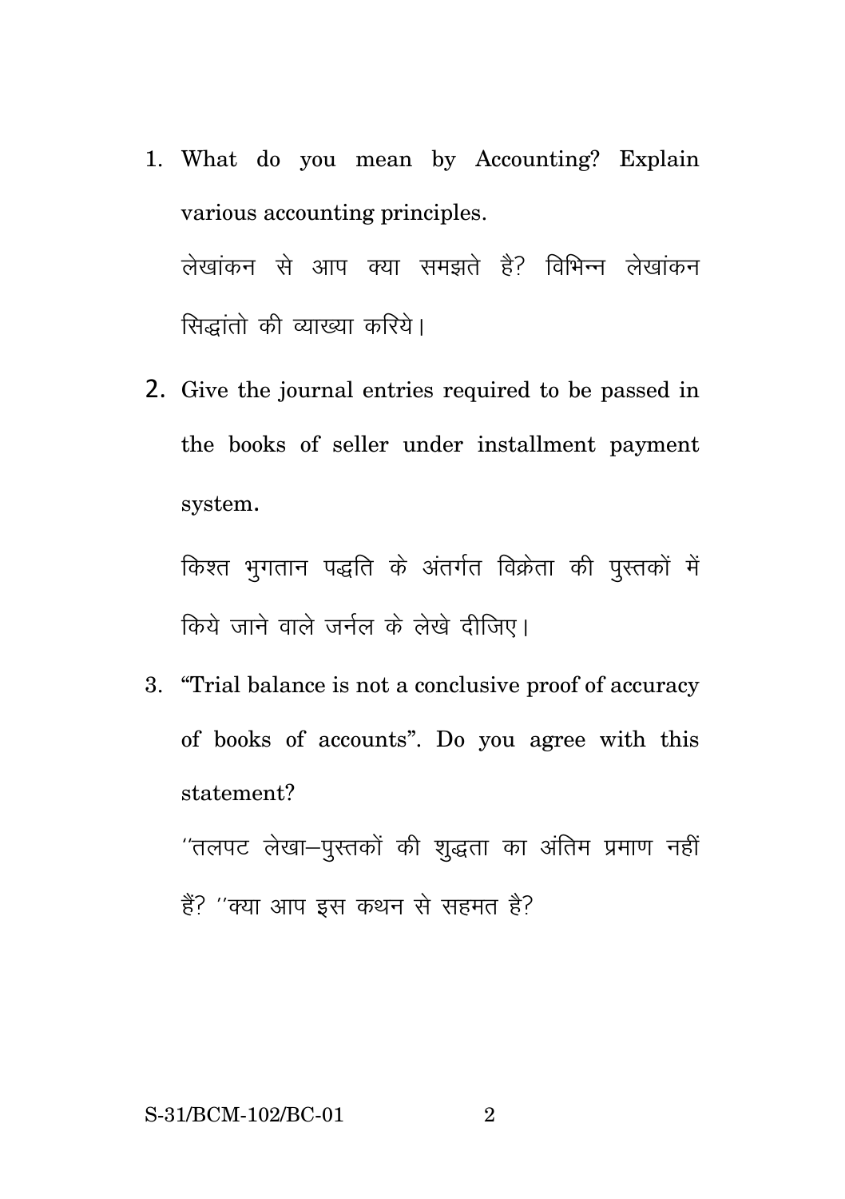1. What do you mean by Accounting? Explain various accounting principles.

   लेखांकन से आप क्या समझते है? विभिन्न लेखांकन सिद्धांतो की व्याख्या करिये।

2. Give the journal entries required to be passed in the books of seller under installment payment system.

   किश्त भुगतान पद्धति के अंतर्गत विक्रेता की पुस्तकों में किये जाने वाले जर्नल के लेखे दीजिए।

3. "Trial balance is not a conclusive proof of accuracy of books of accounts". Do you agree with this statement?

   ''तलपट लेखा–पुस्तकों की शुद्धता का अंतिम प्रमाण नहीं हैं? ''क्या आप इस कथन से सहमत है?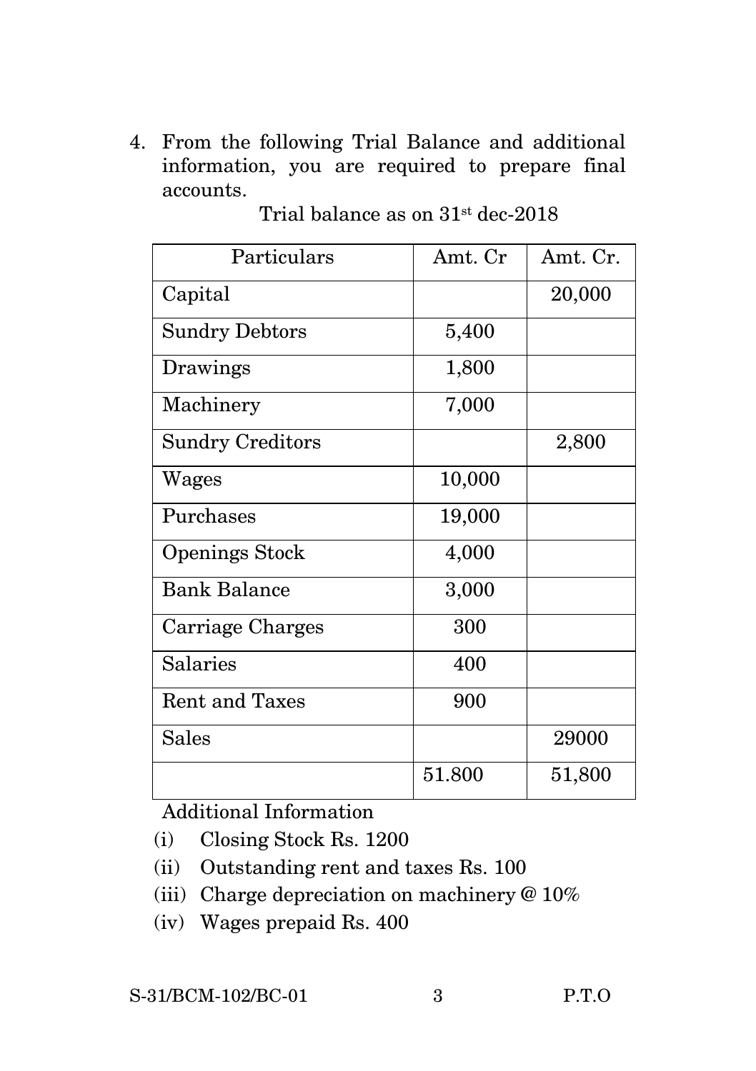4. From the following Trial Balance and additional information, you are required to prepare final accounts.

Trial balance as on 31st dec-2018

| Particulars | Amt. Cr | Amt. Cr. |
|---|---|---|
| Capital | | 20,000 |
| Sundry Debtors | 5,400 | |
| Drawings | 1,800 | |
| Machinery | 7,000 | |
| Sundry Creditors | | 2,800 |
| Wages | 10,000 | |
| Purchases | 19,000 | |
| Openings Stock | 4,000 | |
| Bank Balance | 3,000 | |
| Carriage Charges | 300 | |
| Salaries | 400 | |
| Rent and Taxes | 900 | |
| Sales | | 29000 |
| | 51.800 | 51,800 |

Additional Information

(i) Closing Stock Rs. 1200

(ii) Outstanding rent and taxes Rs. 100

(iii) Charge depreciation on machinery @ 10%

(iv) Wages prepaid Rs. 400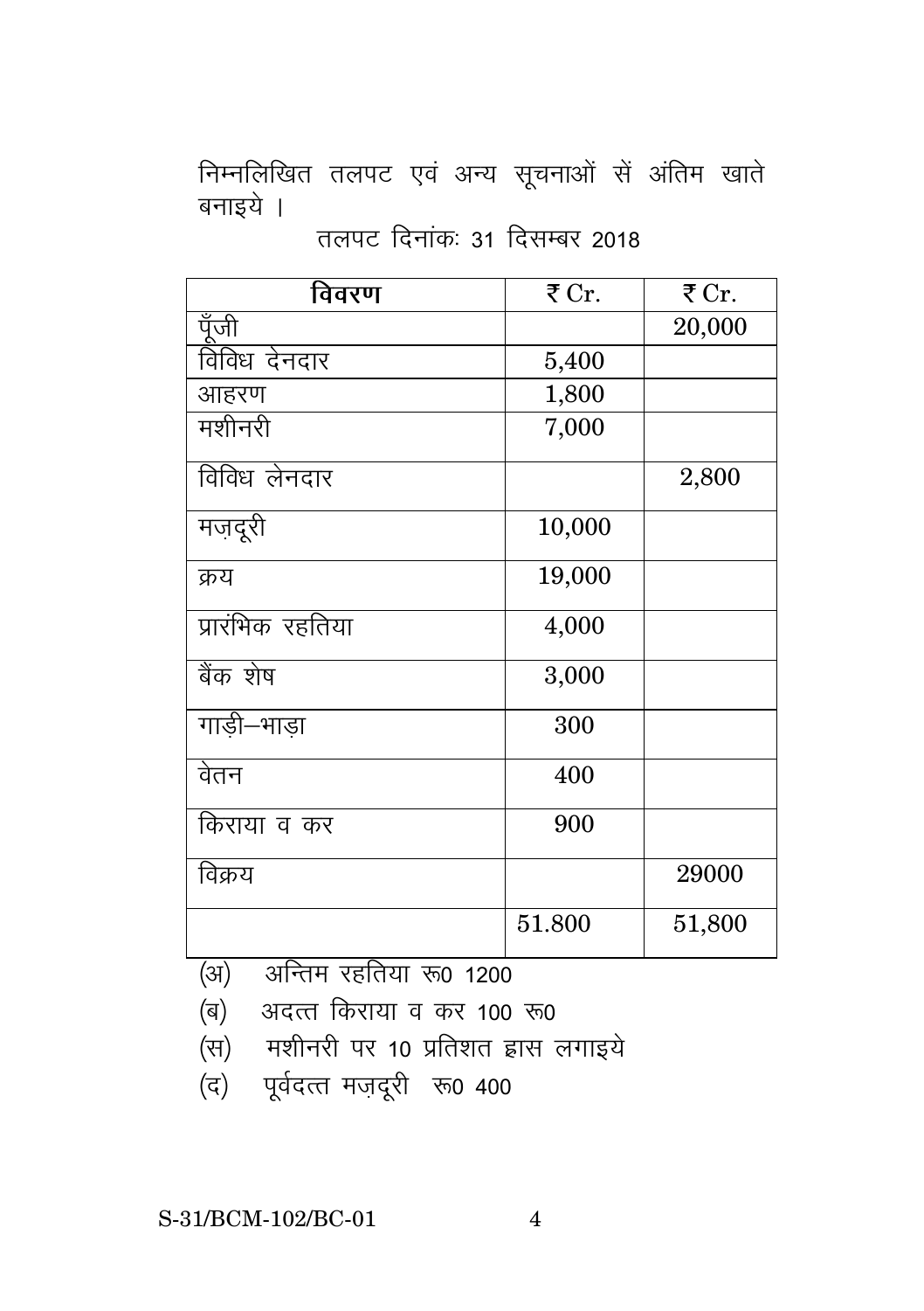निम्नलिखित तलपट एवं अन्य सूचनाओं सें अंतिम खाते बनाइये ।

तलपट दिनांकः 31 दिसम्बर 2018

| विवरण | ₹ Cr. | ₹ Cr. |
|---|---|---|
| पूँजी | | 20,000 |
| विविध देनदार | 5,400 | |
| आहरण | 1,800 | |
| मशीनरी | 7,000 | |
| विविध लेनदार | | 2,800 |
| मज़दूरी | 10,000 | |
| क्रय | 19,000 | |
| प्रारंभिक रहतिया | 4,000 | |
| बैंक शेष | 3,000 | |
| गाड़ी–भाड़ा | 300 | |
| वेतन | 400 | |
| किराया व कर | 900 | |
| विक्रय | | 29000 |
| | 51.800 | 51,800 |

(अ) अन्तिम रहतिया रू0 1200

(ब) अदत्त किराया व कर 100 रू0

(स) मशीनरी पर 10 प्रतिशत ह्रास लगाइये

(द) पूर्वदत्त मज़दूरी रू0 400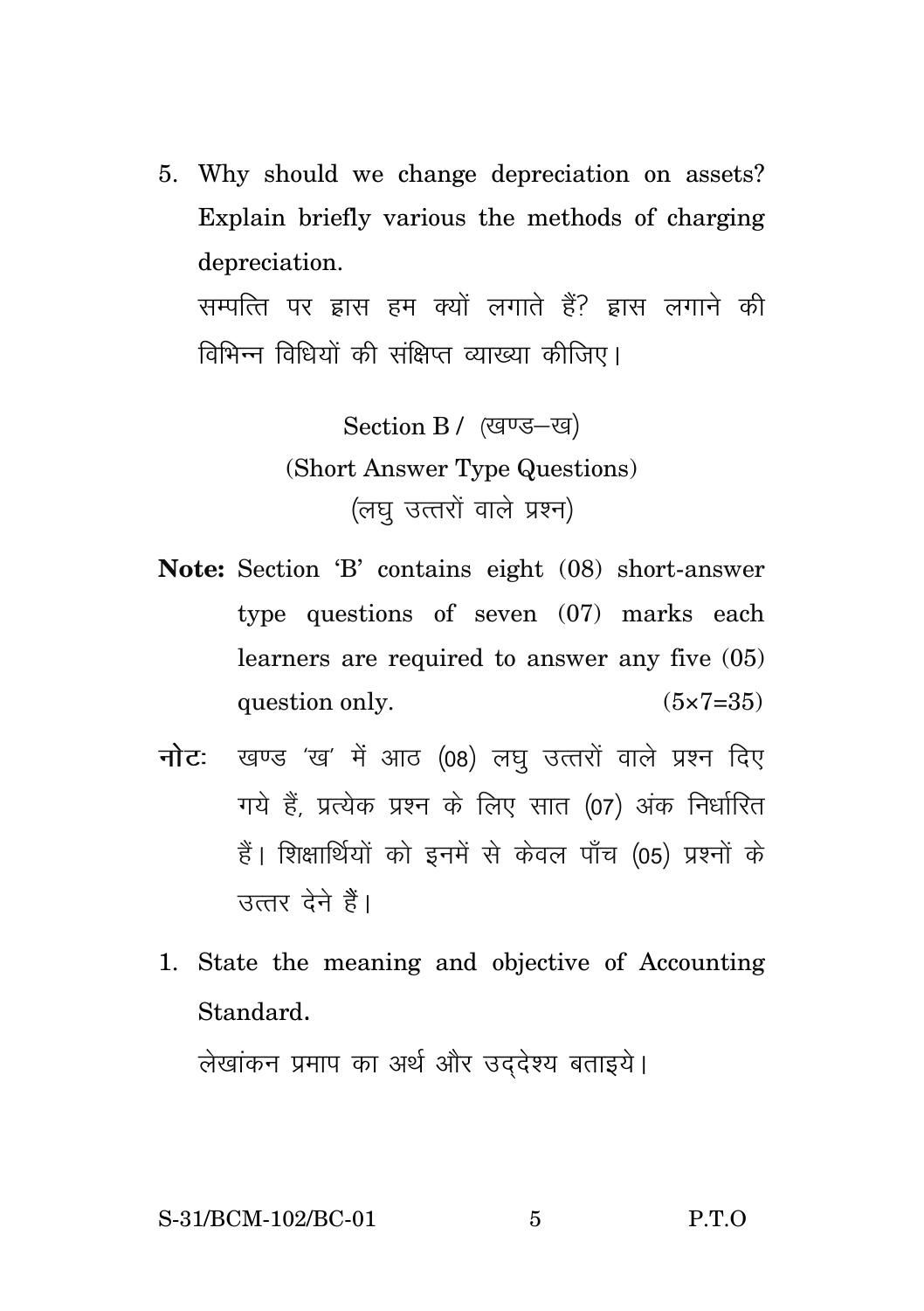5. Why should we change depreciation on assets? Explain briefly various the methods of charging depreciation.

   सम्पत्ति पर ह्रास हम क्यों लगाते हैं? ह्रास लगाने की विभिन्न विधियों की संक्षिप्त व्याख्या कीजिए।

## Section B / (खण्ड–ख)

### (Short Answer Type Questions)

### (लघु उत्तरों वाले प्रश्न)

**Note:** Section 'B' contains eight (08) short-answer type questions of seven (07) marks each learners are required to answer any five (05) question only. (5×7=35)

**नोटः** खण्ड 'ख' में आठ (08) लघु उत्तरों वाले प्रश्न दिए गये हैं, प्रत्येक प्रश्न के लिए सात (07) अंक निर्धारित हैं। शिक्षार्थियों को इनमें से केवल पाँच (05) प्रश्नों के उत्तर देने हैं।

1. State the meaning and objective of Accounting Standard.

   लेखांकन प्रमाप का अर्थ और उद्देश्य बताइये।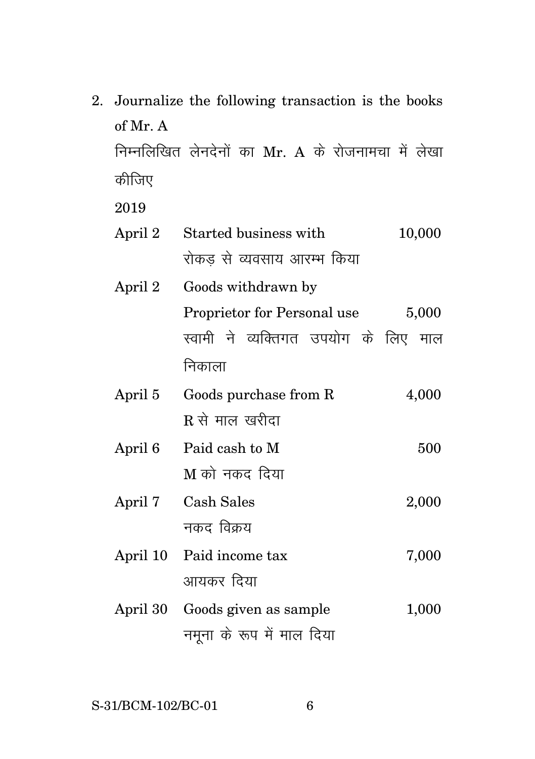2. Journalize the following transaction is the books of Mr. A

निम्नलिखित लेनदेनों का Mr. A के रोजनामचा में लेखा कीजिए

2019

| | | |
|---|---|---|
| April 2 | Started business with<br>रोकड़ से व्यवसाय आरम्भ किया | 10,000 |
| April 2 | Goods withdrawn by Proprietor for Personal use<br>स्वामी ने व्यक्तिगत उपयोग के लिए माल निकाला | 5,000 |
| April 5 | Goods purchase from R<br>R से माल खरीदा | 4,000 |
| April 6 | Paid cash to M<br>M को नकद दिया | 500 |
| April 7 | Cash Sales<br>नकद विक्रय | 2,000 |
| April 10 | Paid income tax<br>आयकर दिया | 7,000 |
| April 30 | Goods given as sample<br>नमूना के रूप में माल दिया | 1,000 |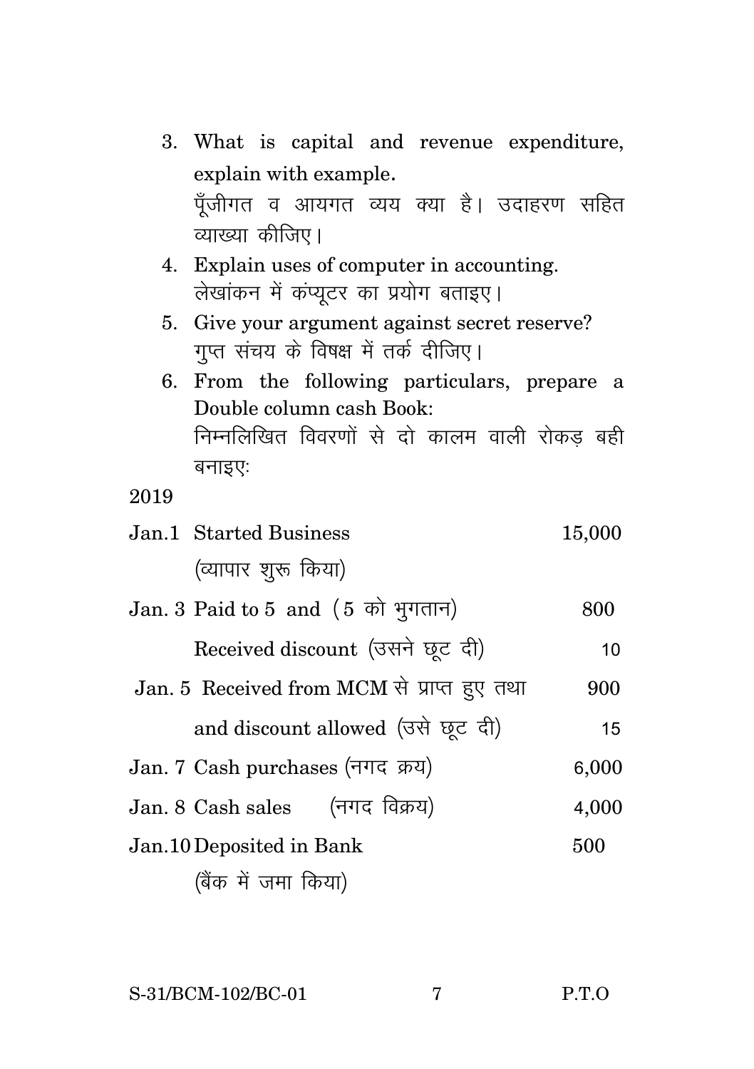3. What is capital and revenue expenditure, explain with example.
   पूँजीगत व आयगत व्यय क्या है। उदाहरण सहित व्याख्या कीजिए।
4. Explain uses of computer in accounting.
   लेखांकन में कंप्यूटर का प्रयोग बताइए।
5. Give your argument against secret reserve?
   गुप्त संचय के विषक्ष में तर्क दीजिए।
6. From the following particulars, prepare a Double column cash Book:
   निम्नलिखित विवरणों से दो कालम वाली रोकड़ बही बनाइएः

2019

| | | |
|---|---|---|
| Jan.1 | Started Business (व्यापार शुरू किया) | 15,000 |
| Jan. 3 | Paid to 5 and (5 को भुगतान) | 800 |
| | Received discount (उसने छूट दी) | 10 |
| Jan. 5 | Received from MCM से प्राप्त हुए तथा | 900 |
| | and discount allowed (उसे छूट दी) | 15 |
| Jan. 7 | Cash purchases (नगद क्रय) | 6,000 |
| Jan. 8 | Cash sales (नगद विक्रय) | 4,000 |
| Jan.10 | Deposited in Bank (बैंक में जमा किया) | 500 |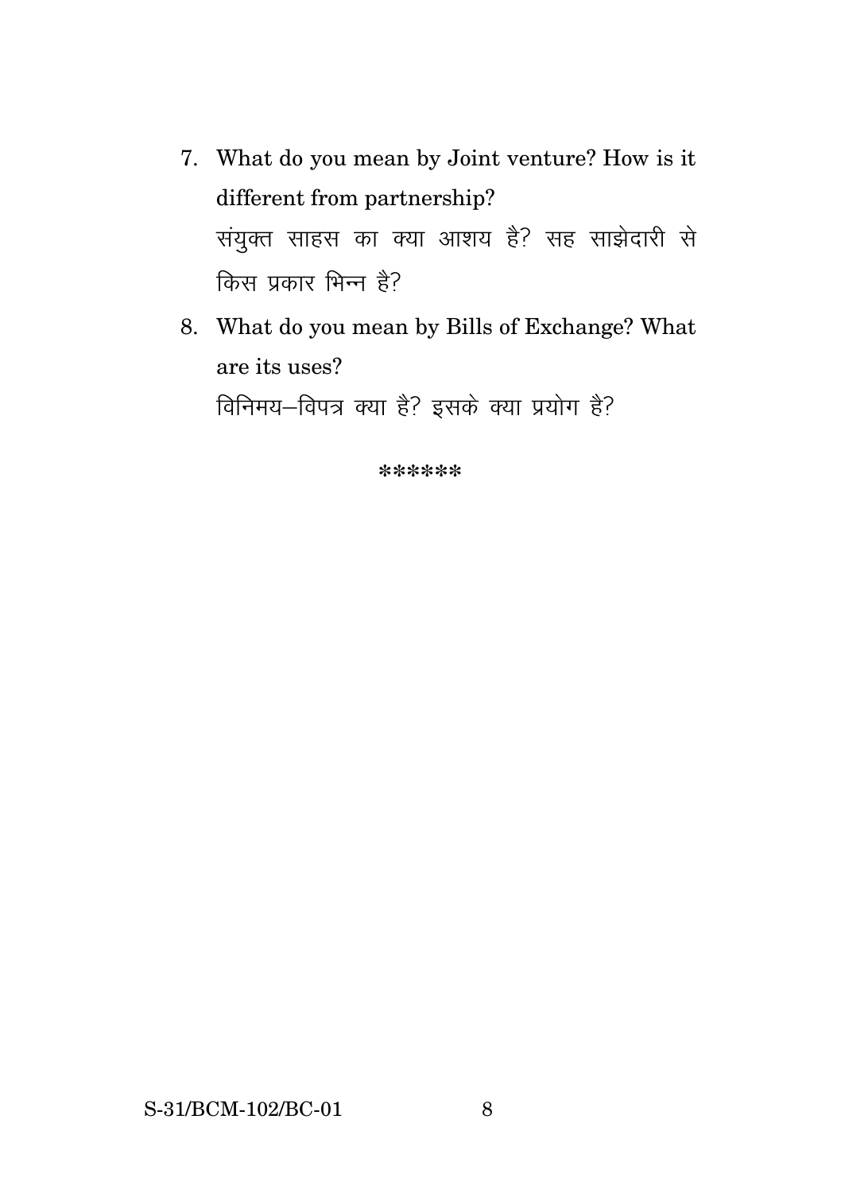7. What do you mean by Joint venture? How is it different from partnership?

   संयुक्त साहस का क्या आशय है? सह साझेदारी से किस प्रकार भिन्न है?

8. What do you mean by Bills of Exchange? What are its uses?

   विनिमय–विपत्र क्या है? इसके क्या प्रयोग है?

******

S-31/BCM-102/BC-01